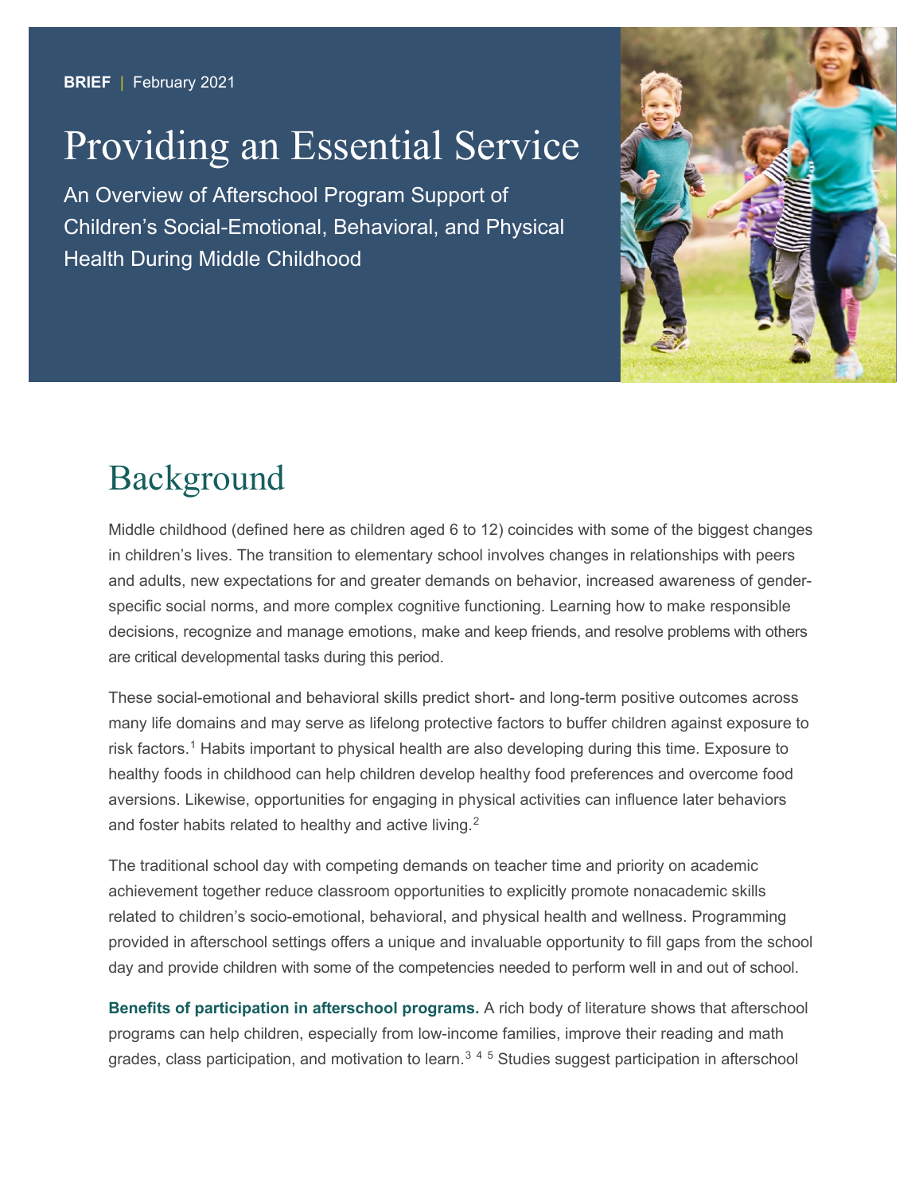**BRIEF** | February 2021

# Providing an Essential Service

An Overview of Afterschool Program Support of Children's Social-Emotional, Behavioral, and Physical Health During Middle Childhood

## Background

Middle childhood (defined here as children aged 6 to 12) coincides with some of the biggest changes in children's lives. The transition to elementary school involves changes in relationships with peers and adults, new expectations for and greater demands on behavior, increased awareness of gender-specific social norms, and more complex cognitive functioning. Learning how to make responsible decisions, recognize and manage emotions, make and keep friends, and resolve problems with others are critical developmental tasks during this period.

These social-emotional and behavioral skills predict short- and long-term positive outcomes across many life domains and may serve as lifelong protective factors to buffer children against exposure to risk factors.[1] Habits important to physical health are also developing during this time. Exposure to healthy foods in childhood can help children develop healthy food preferences and overcome food aversions. Likewise, opportunities for engaging in physical activities can influence later behaviors and foster habits related to healthy and active living.[2]

The traditional school day with competing demands on teacher time and priority on academic achievement together reduce classroom opportunities to explicitly promote nonacademic skills related to children's socio-emotional, behavioral, and physical health and wellness. Programming provided in afterschool settings offers a unique and invaluable opportunity to fill gaps from the school day and provide children with some of the competencies needed to perform well in and out of school.

**Benefits of participation in afterschool programs.** A rich body of literature shows that afterschool programs can help children, especially from low-income families, improve their reading and math grades, class participation, and motivation to learn.[3 4 5] Studies suggest participation in afterschool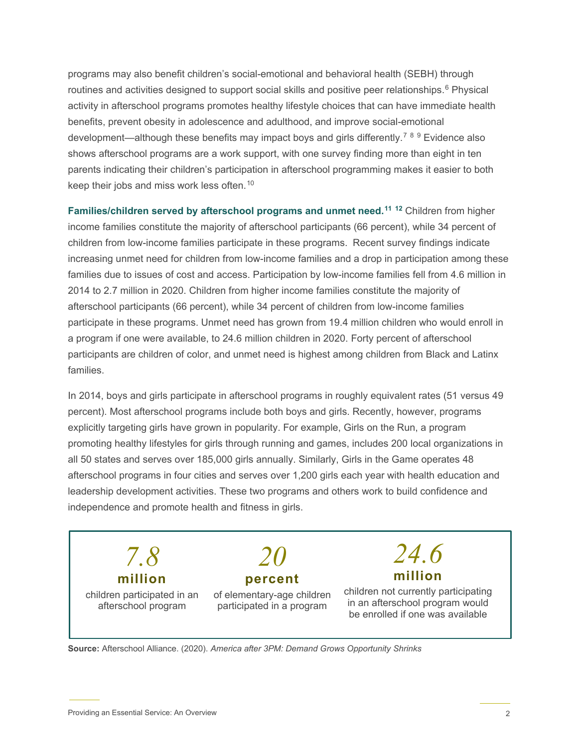programs may also benefit children's social-emotional and behavioral health (SEBH) through routines and activities designed to support social skills and positive peer relationships.[6] Physical activity in afterschool programs promotes healthy lifestyle choices that can have immediate health benefits, prevent obesity in adolescence and adulthood, and improve social-emotional development—although these benefits may impact boys and girls differently.[7] [8] [9] Evidence also shows afterschool programs are a work support, with one survey finding more than eight in ten parents indicating their children's participation in afterschool programming makes it easier to both keep their jobs and miss work less often.[10]

**Families/children served by afterschool programs and unmet need.[11] [12]** Children from higher income families constitute the majority of afterschool participants (66 percent), while 34 percent of children from low-income families participate in these programs.  Recent survey findings indicate increasing unmet need for children from low-income families and a drop in participation among these families due to issues of cost and access. Participation by low-income families fell from 4.6 million in 2014 to 2.7 million in 2020. Children from higher income families constitute the majority of afterschool participants (66 percent), while 34 percent of children from low-income families participate in these programs. Unmet need has grown from 19.4 million children who would enroll in a program if one were available, to 24.6 million children in 2020. Forty percent of afterschool participants are children of color, and unmet need is highest among children from Black and Latinx families.

In 2014, boys and girls participate in afterschool programs in roughly equivalent rates (51 versus 49 percent). Most afterschool programs include both boys and girls. Recently, however, programs explicitly targeting girls have grown in popularity. For example, Girls on the Run, a program promoting healthy lifestyles for girls through running and games, includes 200 local organizations in all 50 states and serves over 185,000 girls annually. Similarly, Girls in the Game operates 48 afterschool programs in four cities and serves over 1,200 girls each year with health education and leadership development activities. These two programs and others work to build confidence and independence and promote health and fitness in girls.

*7.8*
**million**
children participated in an afterschool program

*20*
**percent**
of elementary-age children participated in a program

*24.6*
**million**
children not currently participating in an afterschool program would be enrolled if one was available

**Source:** Afterschool Alliance. (2020). *America after 3PM: Demand Grows Opportunity Shrinks*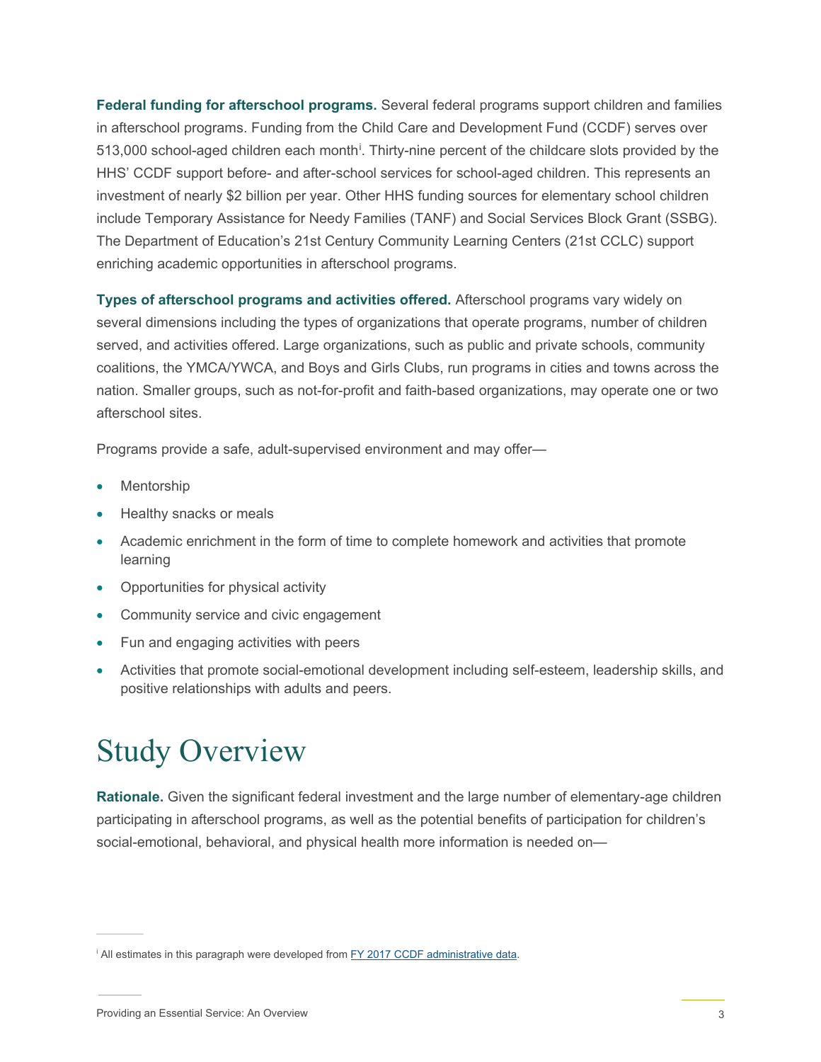**Federal funding for afterschool programs.** Several federal programs support children and families in afterschool programs. Funding from the Child Care and Development Fund (CCDF) serves over 513,000 school-aged children each month[i]. Thirty-nine percent of the childcare slots provided by the HHS' CCDF support before- and after-school services for school-aged children. This represents an investment of nearly $2 billion per year. Other HHS funding sources for elementary school children include Temporary Assistance for Needy Families (TANF) and Social Services Block Grant (SSBG). The Department of Education's 21st Century Community Learning Centers (21st CCLC) support enriching academic opportunities in afterschool programs.

**Types of afterschool programs and activities offered.** Afterschool programs vary widely on several dimensions including the types of organizations that operate programs, number of children served, and activities offered. Large organizations, such as public and private schools, community coalitions, the YMCA/YWCA, and Boys and Girls Clubs, run programs in cities and towns across the nation. Smaller groups, such as not-for-profit and faith-based organizations, may operate one or two afterschool sites.

Programs provide a safe, adult-supervised environment and may offer—

- Mentorship
- Healthy snacks or meals
- Academic enrichment in the form of time to complete homework and activities that promote learning
- Opportunities for physical activity
- Community service and civic engagement
- Fun and engaging activities with peers
- Activities that promote social-emotional development including self-esteem, leadership skills, and positive relationships with adults and peers.

# Study Overview

**Rationale.** Given the significant federal investment and the large number of elementary-age children participating in afterschool programs, as well as the potential benefits of participation for children's social-emotional, behavioral, and physical health more information is needed on—

[i] All estimates in this paragraph were developed from FY 2017 CCDF administrative data.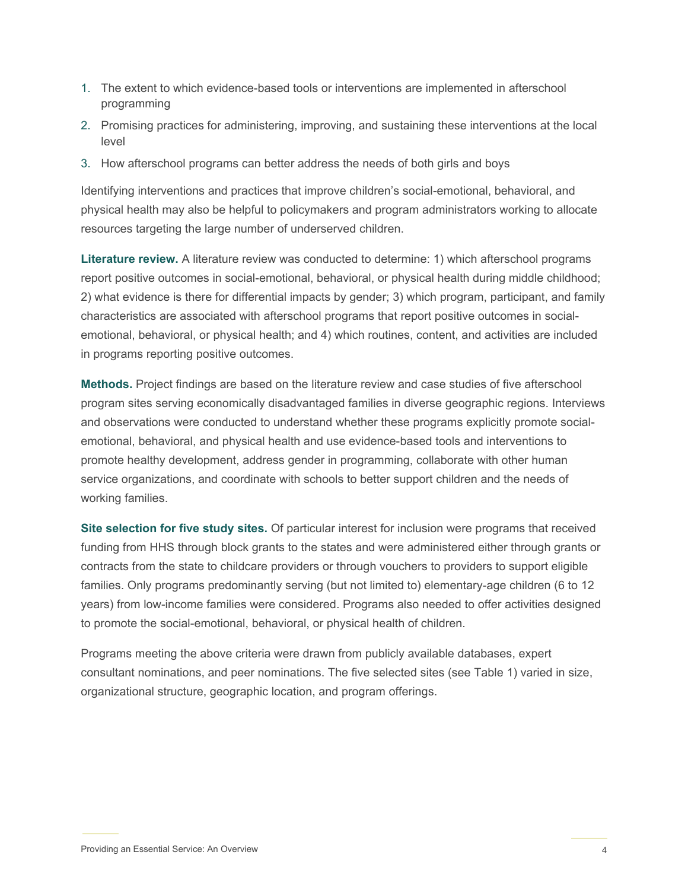1. The extent to which evidence-based tools or interventions are implemented in afterschool programming
2. Promising practices for administering, improving, and sustaining these interventions at the local level
3. How afterschool programs can better address the needs of both girls and boys

Identifying interventions and practices that improve children's social-emotional, behavioral, and physical health may also be helpful to policymakers and program administrators working to allocate resources targeting the large number of underserved children.

**Literature review.** A literature review was conducted to determine: 1) which afterschool programs report positive outcomes in social-emotional, behavioral, or physical health during middle childhood; 2) what evidence is there for differential impacts by gender; 3) which program, participant, and family characteristics are associated with afterschool programs that report positive outcomes in social-emotional, behavioral, or physical health; and 4) which routines, content, and activities are included in programs reporting positive outcomes.

**Methods.** Project findings are based on the literature review and case studies of five afterschool program sites serving economically disadvantaged families in diverse geographic regions. Interviews and observations were conducted to understand whether these programs explicitly promote social-emotional, behavioral, and physical health and use evidence-based tools and interventions to promote healthy development, address gender in programming, collaborate with other human service organizations, and coordinate with schools to better support children and the needs of working families.

**Site selection for five study sites.** Of particular interest for inclusion were programs that received funding from HHS through block grants to the states and were administered either through grants or contracts from the state to childcare providers or through vouchers to providers to support eligible families. Only programs predominantly serving (but not limited to) elementary-age children (6 to 12 years) from low-income families were considered. Programs also needed to offer activities designed to promote the social-emotional, behavioral, or physical health of children.

Programs meeting the above criteria were drawn from publicly available databases, expert consultant nominations, and peer nominations. The five selected sites (see Table 1) varied in size, organizational structure, geographic location, and program offerings.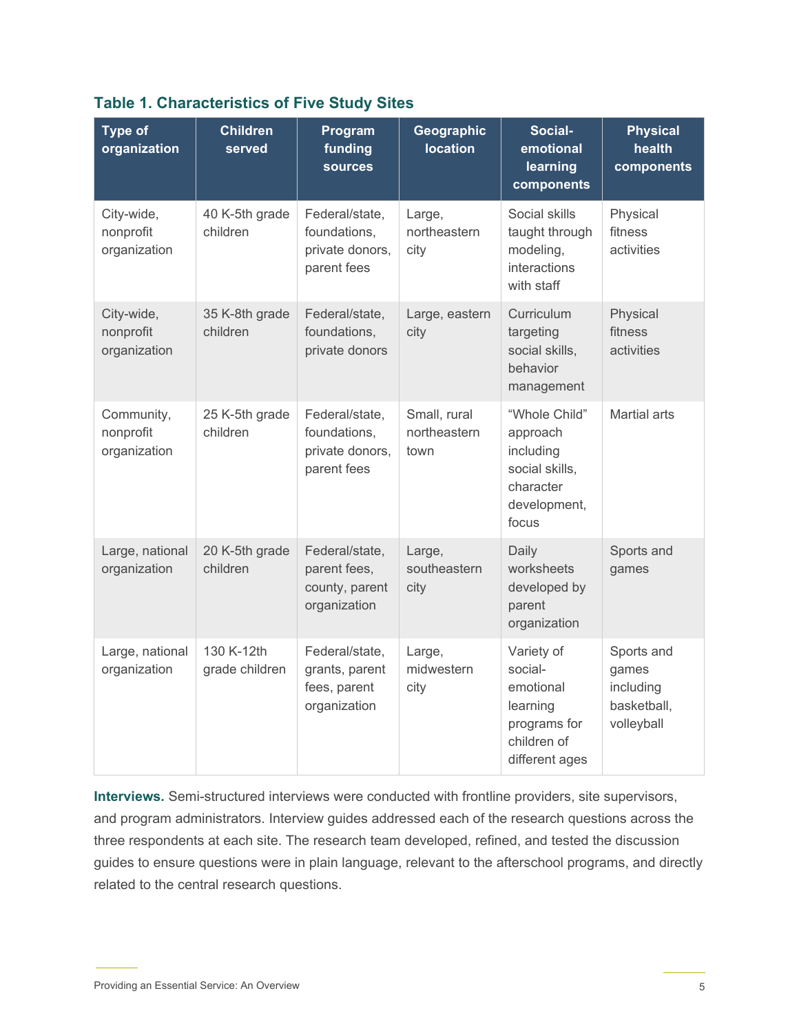### Table 1. Characteristics of Five Study Sites

| Type of organization | Children served | Program funding sources | Geographic location | Social-emotional learning components | Physical health components |
|---|---|---|---|---|---|
| City-wide, nonprofit organization | 40 K-5th grade children | Federal/state, foundations, private donors, parent fees | Large, northeastern city | Social skills taught through modeling, interactions with staff | Physical fitness activities |
| City-wide, nonprofit organization | 35 K-8th grade children | Federal/state, foundations, private donors | Large, eastern city | Curriculum targeting social skills, behavior management | Physical fitness activities |
| Community, nonprofit organization | 25 K-5th grade children | Federal/state, foundations, private donors, parent fees | Small, rural northeastern town | "Whole Child" approach including social skills, character development, focus | Martial arts |
| Large, national organization | 20 K-5th grade children | Federal/state, parent fees, county, parent organization | Large, southeastern city | Daily worksheets developed by parent organization | Sports and games |
| Large, national organization | 130 K-12th grade children | Federal/state, grants, parent fees, parent organization | Large, midwestern city | Variety of social-emotional learning programs for children of different ages | Sports and games including basketball, volleyball |

**Interviews.** Semi-structured interviews were conducted with frontline providers, site supervisors, and program administrators. Interview guides addressed each of the research questions across the three respondents at each site. The research team developed, refined, and tested the discussion guides to ensure questions were in plain language, relevant to the afterschool programs, and directly related to the central research questions.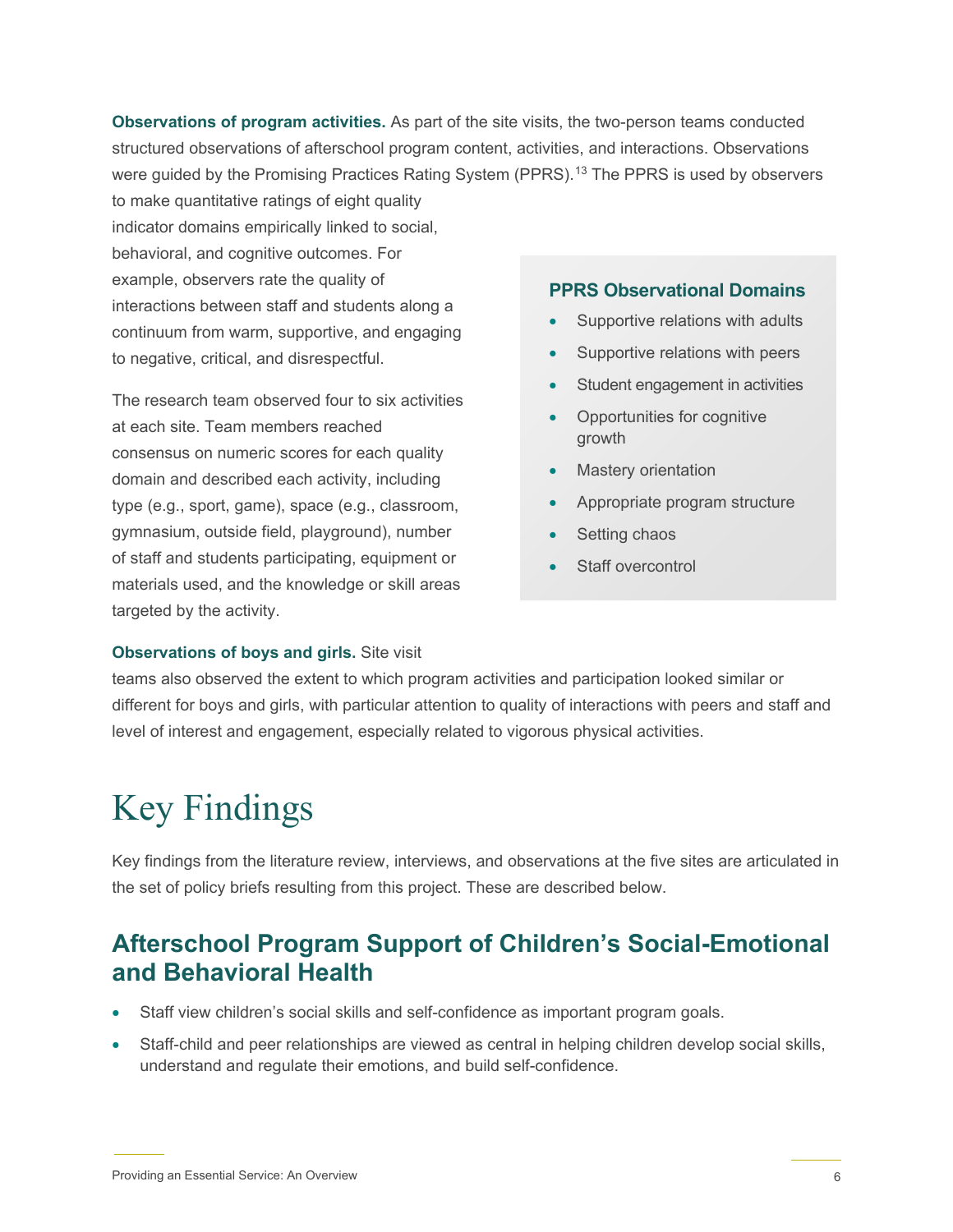**Observations of program activities.** As part of the site visits, the two-person teams conducted structured observations of afterschool program content, activities, and interactions. Observations were guided by the Promising Practices Rating System (PPRS).[13] The PPRS is used by observers to make quantitative ratings of eight quality indicator domains empirically linked to social, behavioral, and cognitive outcomes. For example, observers rate the quality of interactions between staff and students along a continuum from warm, supportive, and engaging to negative, critical, and disrespectful.

The research team observed four to six activities at each site. Team members reached consensus on numeric scores for each quality domain and described each activity, including type (e.g., sport, game), space (e.g., classroom, gymnasium, outside field, playground), number of staff and students participating, equipment or materials used, and the knowledge or skill areas targeted by the activity.

**PPRS Observational Domains**

- Supportive relations with adults
- Supportive relations with peers
- Student engagement in activities
- Opportunities for cognitive growth
- Mastery orientation
- Appropriate program structure
- Setting chaos
- Staff overcontrol

**Observations of boys and girls.** Site visit teams also observed the extent to which program activities and participation looked similar or different for boys and girls, with particular attention to quality of interactions with peers and staff and level of interest and engagement, especially related to vigorous physical activities.

# Key Findings

Key findings from the literature review, interviews, and observations at the five sites are articulated in the set of policy briefs resulting from this project. These are described below.

## Afterschool Program Support of Children's Social-Emotional and Behavioral Health

- Staff view children's social skills and self-confidence as important program goals.
- Staff-child and peer relationships are viewed as central in helping children develop social skills, understand and regulate their emotions, and build self-confidence.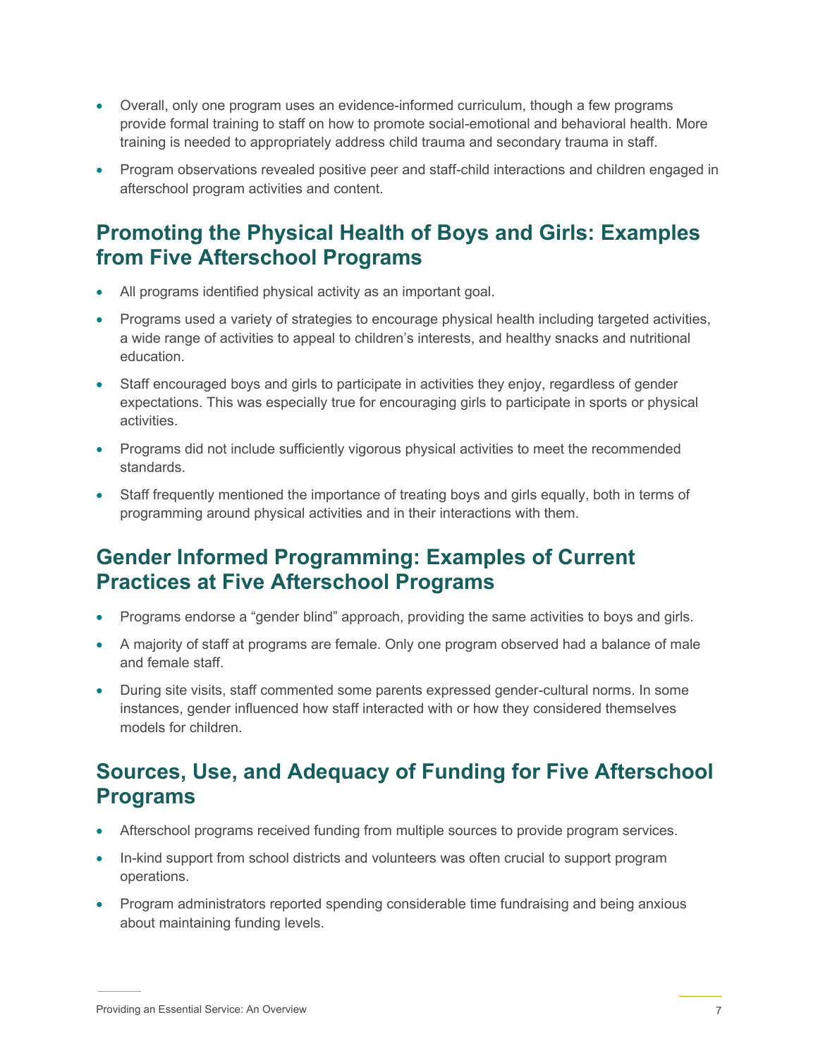- Overall, only one program uses an evidence-informed curriculum, though a few programs provide formal training to staff on how to promote social-emotional and behavioral health. More training is needed to appropriately address child trauma and secondary trauma in staff.
- Program observations revealed positive peer and staff-child interactions and children engaged in afterschool program activities and content.

## Promoting the Physical Health of Boys and Girls: Examples from Five Afterschool Programs

- All programs identified physical activity as an important goal.
- Programs used a variety of strategies to encourage physical health including targeted activities, a wide range of activities to appeal to children's interests, and healthy snacks and nutritional education.
- Staff encouraged boys and girls to participate in activities they enjoy, regardless of gender expectations. This was especially true for encouraging girls to participate in sports or physical activities.
- Programs did not include sufficiently vigorous physical activities to meet the recommended standards.
- Staff frequently mentioned the importance of treating boys and girls equally, both in terms of programming around physical activities and in their interactions with them.

## Gender Informed Programming: Examples of Current Practices at Five Afterschool Programs

- Programs endorse a "gender blind" approach, providing the same activities to boys and girls.
- A majority of staff at programs are female. Only one program observed had a balance of male and female staff.
- During site visits, staff commented some parents expressed gender-cultural norms. In some instances, gender influenced how staff interacted with or how they considered themselves models for children.

## Sources, Use, and Adequacy of Funding for Five Afterschool Programs

- Afterschool programs received funding from multiple sources to provide program services.
- In-kind support from school districts and volunteers was often crucial to support program operations.
- Program administrators reported spending considerable time fundraising and being anxious about maintaining funding levels.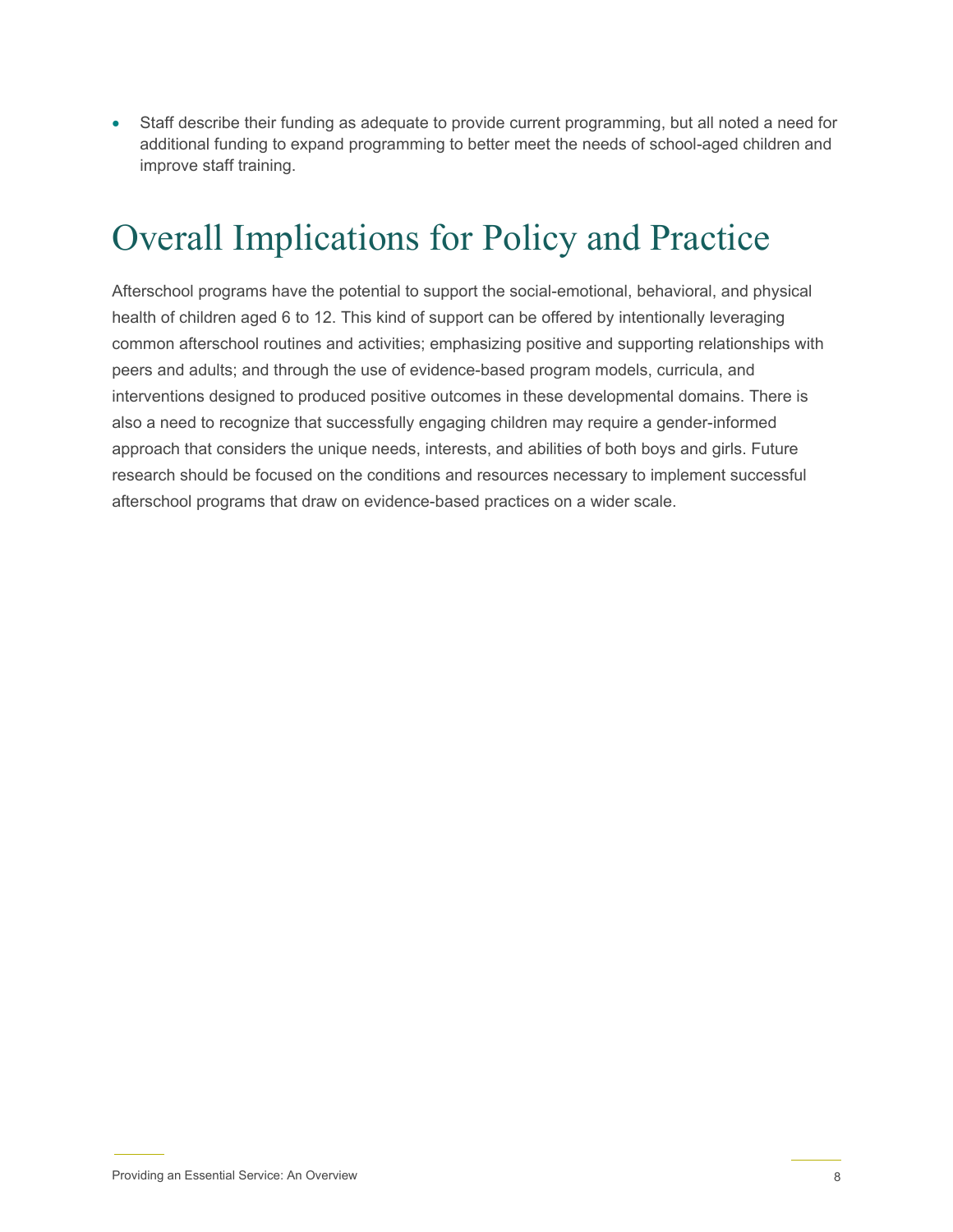- Staff describe their funding as adequate to provide current programming, but all noted a need for additional funding to expand programming to better meet the needs of school-aged children and improve staff training.

# Overall Implications for Policy and Practice

Afterschool programs have the potential to support the social-emotional, behavioral, and physical health of children aged 6 to 12. This kind of support can be offered by intentionally leveraging common afterschool routines and activities; emphasizing positive and supporting relationships with peers and adults; and through the use of evidence-based program models, curricula, and interventions designed to produced positive outcomes in these developmental domains. There is also a need to recognize that successfully engaging children may require a gender-informed approach that considers the unique needs, interests, and abilities of both boys and girls. Future research should be focused on the conditions and resources necessary to implement successful afterschool programs that draw on evidence-based practices on a wider scale.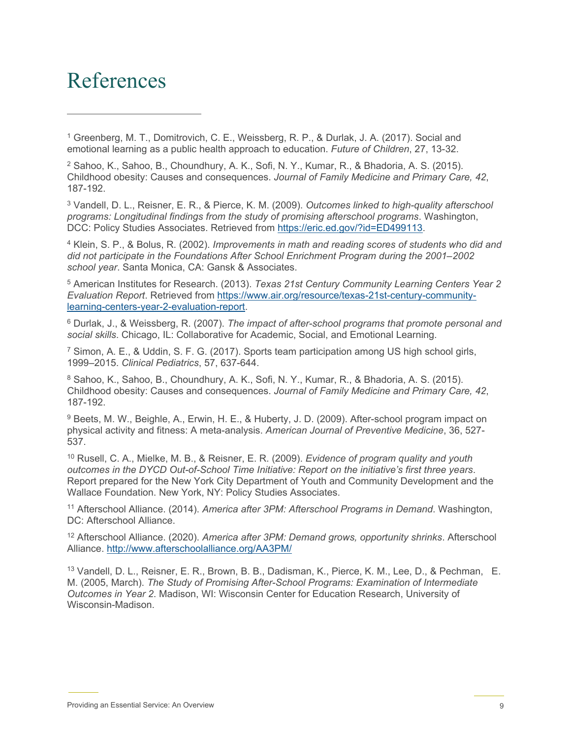# References

[1] Greenberg, M. T., Domitrovich, C. E., Weissberg, R. P., & Durlak, J. A. (2017). Social and emotional learning as a public health approach to education. *Future of Children*, 27, 13-32.

[2] Sahoo, K., Sahoo, B., Choundhury, A. K., Sofi, N. Y., Kumar, R., & Bhadoria, A. S. (2015). Childhood obesity: Causes and consequences. *Journal of Family Medicine and Primary Care, 42*, 187-192.

[3] Vandell, D. L., Reisner, E. R., & Pierce, K. M. (2009). *Outcomes linked to high-quality afterschool programs: Longitudinal findings from the study of promising afterschool programs*. Washington, DCC: Policy Studies Associates. Retrieved from https://eric.ed.gov/?id=ED499113.

[4] Klein, S. P., & Bolus, R. (2002). *Improvements in math and reading scores of students who did and did not participate in the Foundations After School Enrichment Program during the 2001–2002 school year*. Santa Monica, CA: Gansk & Associates.

[5] American Institutes for Research. (2013). *Texas 21st Century Community Learning Centers Year 2 Evaluation Report*. Retrieved from https://www.air.org/resource/texas-21st-century-community-learning-centers-year-2-evaluation-report.

[6] Durlak, J., & Weissberg, R. (2007). *The impact of after-school programs that promote personal and social skills*. Chicago, IL: Collaborative for Academic, Social, and Emotional Learning.

[7] Simon, A. E., & Uddin, S. F. G. (2017). Sports team participation among US high school girls, 1999–2015. *Clinical Pediatrics*, 57, 637-644.

[8] Sahoo, K., Sahoo, B., Choundhury, A. K., Sofi, N. Y., Kumar, R., & Bhadoria, A. S. (2015). Childhood obesity: Causes and consequences. *Journal of Family Medicine and Primary Care, 42*, 187-192.

[9] Beets, M. W., Beighle, A., Erwin, H. E., & Huberty, J. D. (2009). After-school program impact on physical activity and fitness: A meta-analysis. *American Journal of Preventive Medicine*, 36, 527-537.

[10] Rusell, C. A., Mielke, M. B., & Reisner, E. R. (2009). *Evidence of program quality and youth outcomes in the DYCD Out-of-School Time Initiative: Report on the initiative's first three years*. Report prepared for the New York City Department of Youth and Community Development and the Wallace Foundation. New York, NY: Policy Studies Associates.

[11] Afterschool Alliance. (2014). *America after 3PM: Afterschool Programs in Demand*. Washington, DC: Afterschool Alliance.

[12] Afterschool Alliance. (2020). *America after 3PM: Demand grows, opportunity shrinks*. Afterschool Alliance. http://www.afterschoolalliance.org/AA3PM/

[13] Vandell, D. L., Reisner, E. R., Brown, B. B., Dadisman, K., Pierce, K. M., Lee, D., & Pechman, E. M. (2005, March). *The Study of Promising After-School Programs: Examination of Intermediate Outcomes in Year 2*. Madison, WI: Wisconsin Center for Education Research, University of Wisconsin-Madison.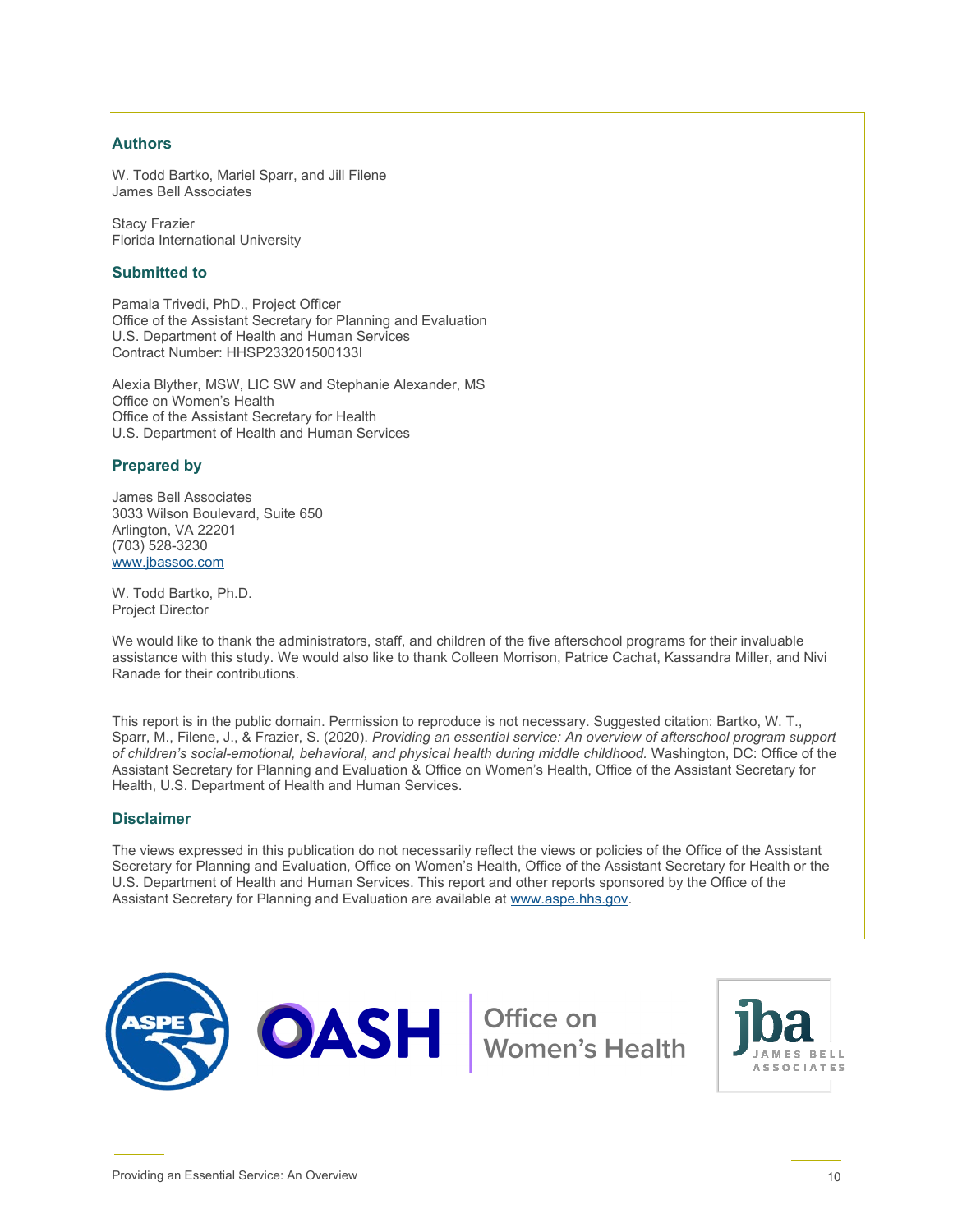## Authors

W. Todd Bartko, Mariel Sparr, and Jill Filene
James Bell Associates

Stacy Frazier
Florida International University

## Submitted to

Pamala Trivedi, PhD., Project Officer
Office of the Assistant Secretary for Planning and Evaluation
U.S. Department of Health and Human Services
Contract Number: HHSP233201500133I

Alexia Blyther, MSW, LIC SW and Stephanie Alexander, MS
Office on Women's Health
Office of the Assistant Secretary for Health
U.S. Department of Health and Human Services

## Prepared by

James Bell Associates
3033 Wilson Boulevard, Suite 650
Arlington, VA 22201
(703) 528-3230
www.jbassoc.com

W. Todd Bartko, Ph.D.
Project Director

We would like to thank the administrators, staff, and children of the five afterschool programs for their invaluable assistance with this study. We would also like to thank Colleen Morrison, Patrice Cachat, Kassandra Miller, and Nivi Ranade for their contributions.

This report is in the public domain. Permission to reproduce is not necessary. Suggested citation: Bartko, W. T., Sparr, M., Filene, J., & Frazier, S. (2020). *Providing an essential service: An overview of afterschool program support of children's social-emotional, behavioral, and physical health during middle childhood.* Washington, DC: Office of the Assistant Secretary for Planning and Evaluation & Office on Women's Health, Office of the Assistant Secretary for Health, U.S. Department of Health and Human Services.

## Disclaimer

The views expressed in this publication do not necessarily reflect the views or policies of the Office of the Assistant Secretary for Planning and Evaluation, Office on Women's Health, Office of the Assistant Secretary for Health or the U.S. Department of Health and Human Services. This report and other reports sponsored by the Office of the Assistant Secretary for Planning and Evaluation are available at www.aspe.hhs.gov.

ASPE

OASH | Office on Women's Health

jba JAMES BELL ASSOCIATES